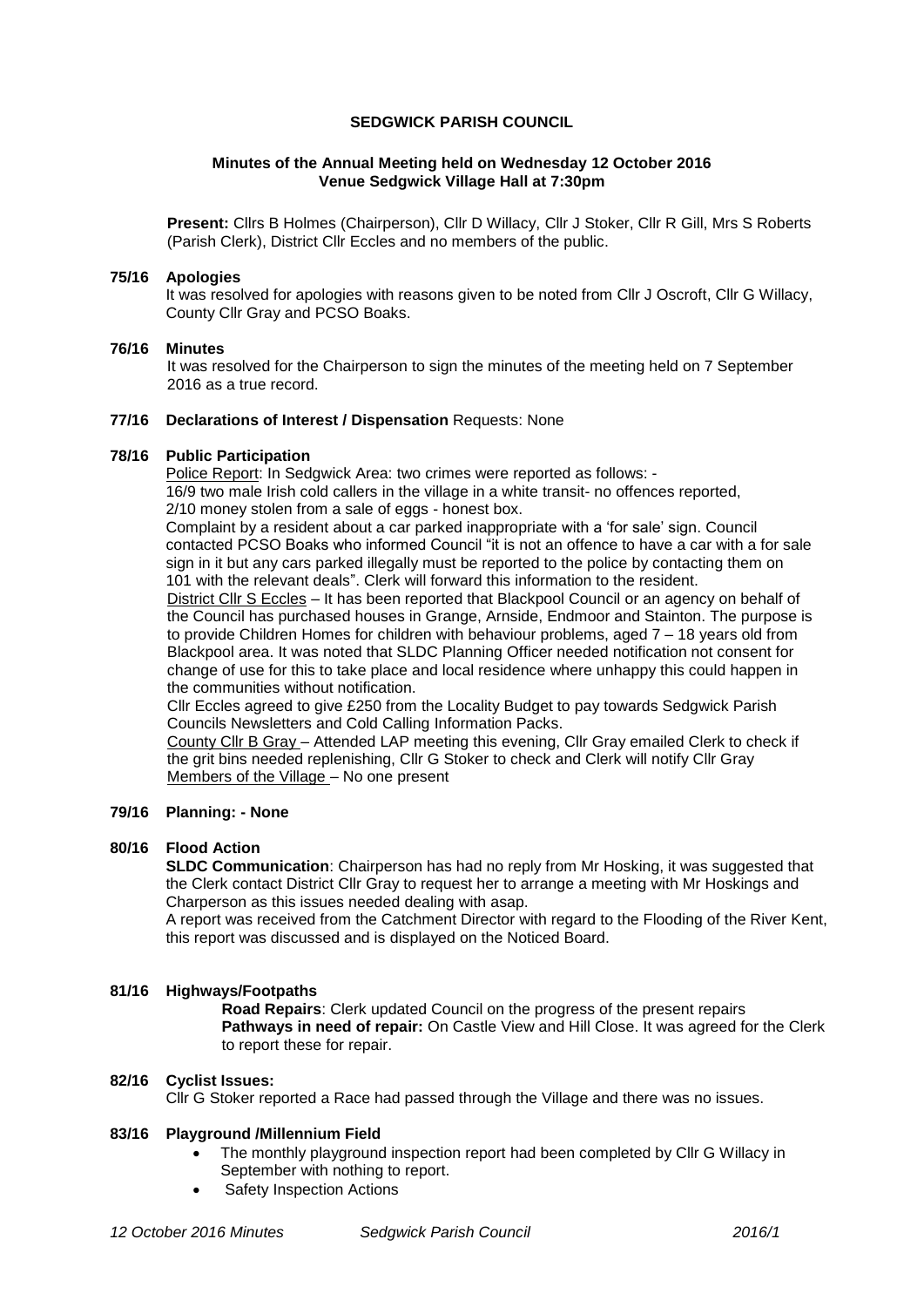# SEDGWICK PARISH COUNCIL

**Minutes of the Annual Meeting held on Wednesday 12 October 2016**
**Venue Sedgwick Village Hall at 7:30pm**

**Present:** Cllrs B Holmes (Chairperson), Cllr D Willacy, Cllr J Stoker, Cllr R Gill, Mrs S Roberts (Parish Clerk), District Cllr Eccles and no members of the public.

### 75/16 Apologies

It was resolved for apologies with reasons given to be noted from Cllr J Oscroft, Cllr G Willacy, County Cllr Gray and PCSO Boaks.

### 76/16 Minutes

It was resolved for the Chairperson to sign the minutes of the meeting held on 7 September 2016 as a true record.

### 77/16 Declarations of Interest / Dispensation Requests: None

### 78/16 Public Participation

Police Report: In Sedgwick Area: two crimes were reported as follows: -
16/9 two male Irish cold callers in the village in a white transit- no offences reported,
2/10 money stolen from a sale of eggs - honest box.
Complaint by a resident about a car parked inappropriate with a 'for sale' sign. Council contacted PCSO Boaks who informed Council "it is not an offence to have a car with a for sale sign in it but any cars parked illegally must be reported to the police by contacting them on 101 with the relevant deals". Clerk will forward this information to the resident.

District Cllr S Eccles – It has been reported that Blackpool Council or an agency on behalf of the Council has purchased houses in Grange, Arnside, Endmoor and Stainton. The purpose is to provide Children Homes for children with behaviour problems, aged 7 – 18 years old from Blackpool area. It was noted that SLDC Planning Officer needed notification not consent for change of use for this to take place and local residence where unhappy this could happen in the communities without notification.
Cllr Eccles agreed to give £250 from the Locality Budget to pay towards Sedgwick Parish Councils Newsletters and Cold Calling Information Packs.

County Cllr B Gray – Attended LAP meeting this evening, Cllr Gray emailed Clerk to check if the grit bins needed replenishing, Cllr G Stoker to check and Clerk will notify Cllr Gray

Members of the Village – No one present

### 79/16 Planning: - None

### 80/16 Flood Action

**SLDC Communication**: Chairperson has had no reply from Mr Hosking, it was suggested that the Clerk contact District Cllr Gray to request her to arrange a meeting with Mr Hoskings and Charperson as this issues needed dealing with asap.
A report was received from the Catchment Director with regard to the Flooding of the River Kent, this report was discussed and is displayed on the Noticed Board.

### 81/16 Highways/Footpaths

**Road Repairs**: Clerk updated Council on the progress of the present repairs
**Pathways in need of repair:** On Castle View and Hill Close. It was agreed for the Clerk to report these for repair.

### 82/16 Cyclist Issues:

Cllr G Stoker reported a Race had passed through the Village and there was no issues.

### 83/16 Playground /Millennium Field

- The monthly playground inspection report had been completed by Cllr G Willacy in September with nothing to report.
- Safety Inspection Actions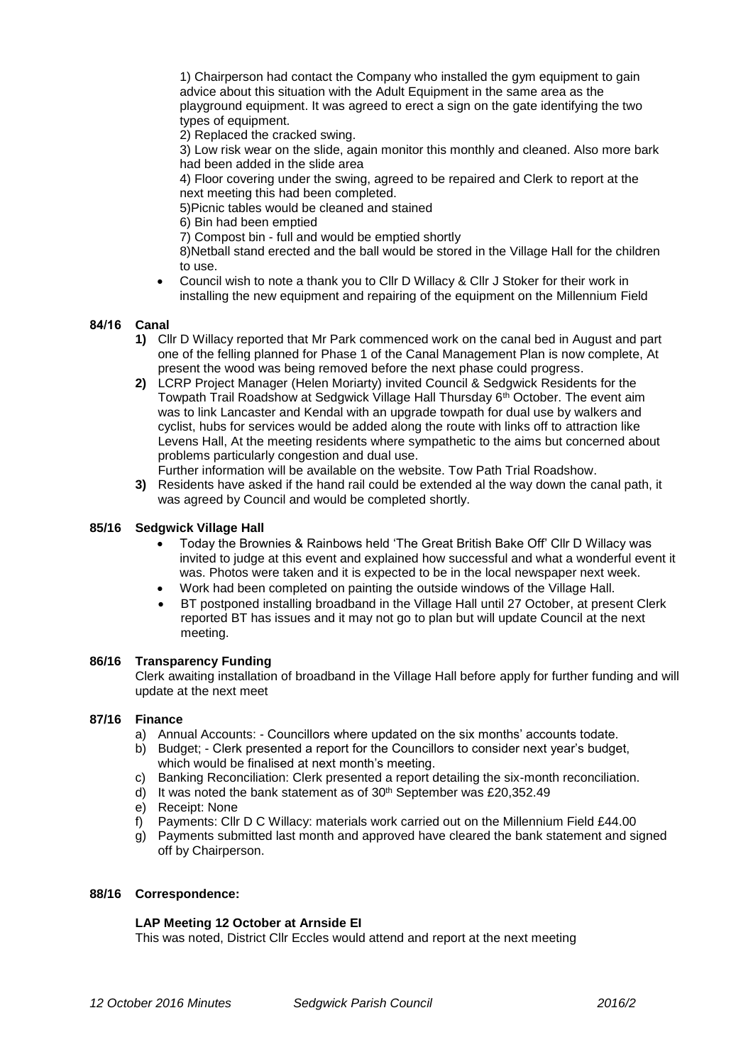1) Chairperson had contact the Company who installed the gym equipment to gain advice about this situation with the Adult Equipment in the same area as the playground equipment. It was agreed to erect a sign on the gate identifying the two types of equipment.

2) Replaced the cracked swing.

3) Low risk wear on the slide, again monitor this monthly and cleaned. Also more bark had been added in the slide area

4) Floor covering under the swing, agreed to be repaired and Clerk to report at the next meeting this had been completed.

5)Picnic tables would be cleaned and stained

6) Bin had been emptied

7) Compost bin - full and would be emptied shortly

8)Netball stand erected and the ball would be stored in the Village Hall for the children to use.

- Council wish to note a thank you to Cllr D Willacy & Cllr J Stoker for their work in installing the new equipment and repairing of the equipment on the Millennium Field

## 84/16 Canal

1) Cllr D Willacy reported that Mr Park commenced work on the canal bed in August and part one of the felling planned for Phase 1 of the Canal Management Plan is now complete, At present the wood was being removed before the next phase could progress.
2) LCRP Project Manager (Helen Moriarty) invited Council & Sedgwick Residents for the Towpath Trail Roadshow at Sedgwick Village Hall Thursday 6th October. The event aim was to link Lancaster and Kendal with an upgrade towpath for dual use by walkers and cyclist, hubs for services would be added along the route with links off to attraction like Levens Hall, At the meeting residents where sympathetic to the aims but concerned about problems particularly congestion and dual use.
   Further information will be available on the website. Tow Path Trial Roadshow.
3) Residents have asked if the hand rail could be extended al the way down the canal path, it was agreed by Council and would be completed shortly.

## 85/16 Sedgwick Village Hall

- Today the Brownies & Rainbows held 'The Great British Bake Off' Cllr D Willacy was invited to judge at this event and explained how successful and what a wonderful event it was. Photos were taken and it is expected to be in the local newspaper next week.
- Work had been completed on painting the outside windows of the Village Hall.
- BT postponed installing broadband in the Village Hall until 27 October, at present Clerk reported BT has issues and it may not go to plan but will update Council at the next meeting.

## 86/16 Transparency Funding

Clerk awaiting installation of broadband in the Village Hall before apply for further funding and will update at the next meet

## 87/16 Finance

a) Annual Accounts: - Councillors where updated on the six months' accounts todate.
b) Budget; - Clerk presented a report for the Councillors to consider next year's budget, which would be finalised at next month's meeting.
c) Banking Reconciliation: Clerk presented a report detailing the six-month reconciliation.
d) It was noted the bank statement as of 30th September was £20,352.49
e) Receipt: None
f) Payments: Cllr D C Willacy: materials work carried out on the Millennium Field £44.00
g) Payments submitted last month and approved have cleared the bank statement and signed off by Chairperson.

## 88/16 Correspondence:

**LAP Meeting 12 October at Arnside EI**

This was noted, District Cllr Eccles would attend and report at the next meeting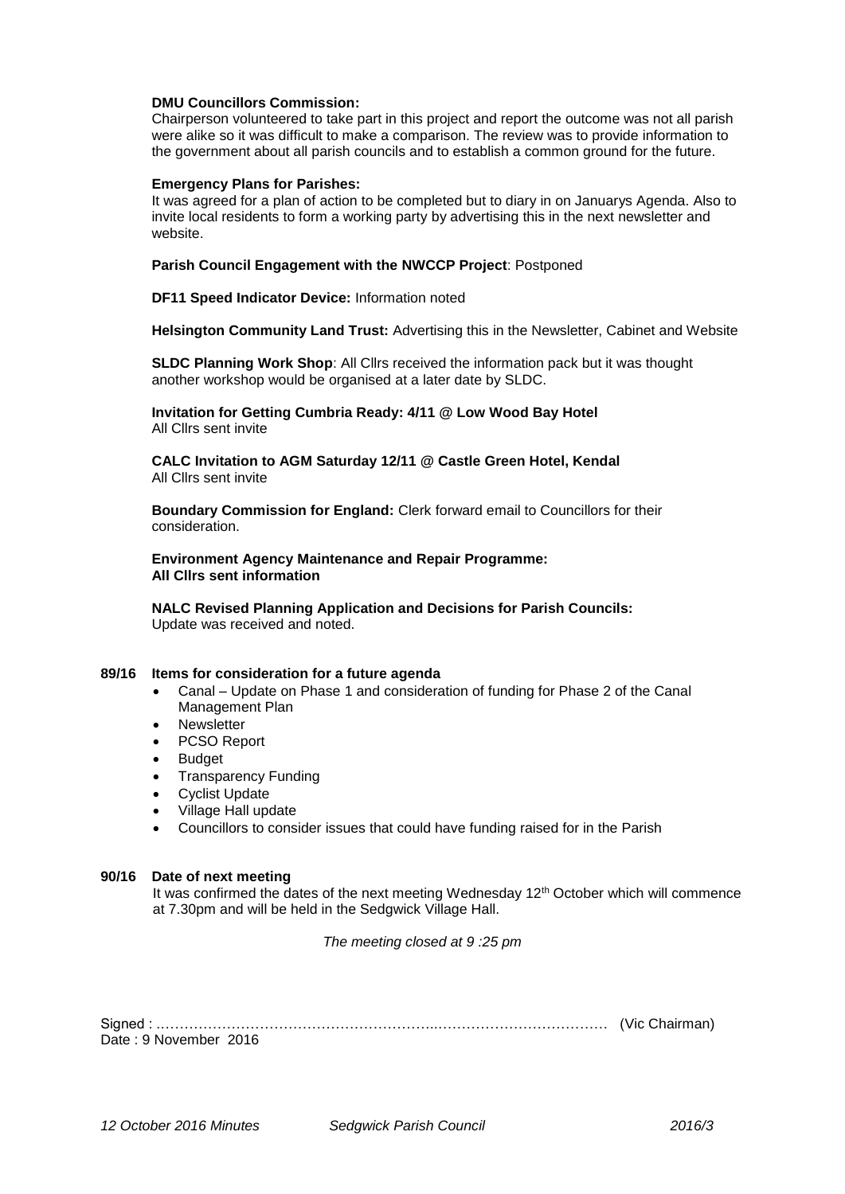**DMU Councillors Commission:**
Chairperson volunteered to take part in this project and report the outcome was not all parish were alike so it was difficult to make a comparison. The review was to provide information to the government about all parish councils and to establish a common ground for the future.

**Emergency Plans for Parishes:**
It was agreed for a plan of action to be completed but to diary in on Januarys Agenda. Also to invite local residents to form a working party by advertising this in the next newsletter and website.

**Parish Council Engagement with the NWCCP Project**: Postponed

**DF11 Speed Indicator Device:** Information noted

**Helsington Community Land Trust:** Advertising this in the Newsletter, Cabinet and Website

**SLDC Planning Work Shop**: All Cllrs received the information pack but it was thought another workshop would be organised at a later date by SLDC.

**Invitation for Getting Cumbria Ready: 4/11 @ Low Wood Bay Hotel**
All Cllrs sent invite

**CALC Invitation to AGM Saturday 12/11 @ Castle Green Hotel, Kendal**
All Cllrs sent invite

**Boundary Commission for England:** Clerk forward email to Councillors for their consideration.

**Environment Agency Maintenance and Repair Programme:**
**All Cllrs sent information**

**NALC Revised Planning Application and Decisions for Parish Councils:**
Update was received and noted.

**89/16 Items for consideration for a future agenda**

- Canal – Update on Phase 1 and consideration of funding for Phase 2 of the Canal Management Plan
- Newsletter
- PCSO Report
- Budget
- Transparency Funding
- Cyclist Update
- Village Hall update
- Councillors to consider issues that could have funding raised for in the Parish

**90/16 Date of next meeting**
It was confirmed the dates of the next meeting Wednesday 12th October which will commence at 7.30pm and will be held in the Sedgwick Village Hall.

*The meeting closed at 9 :25 pm*

Signed : …………………………………………………..……………………………… (Vic Chairman)
Date : 9 November 2016